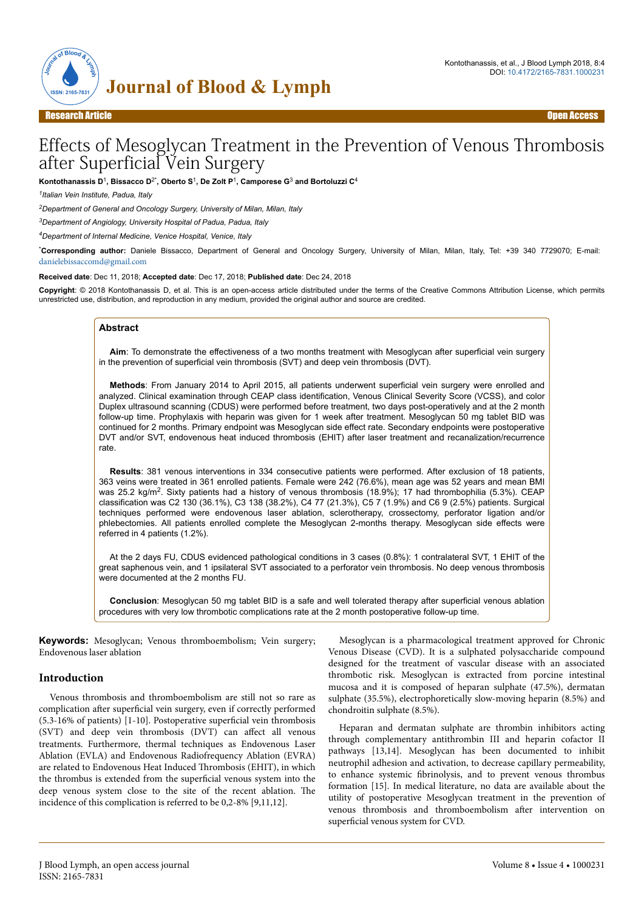Research Article | Open Access

# Effects of Mesoglycan Treatment in the Prevention of Venous Thrombosis after Superficial Vein Surgery

**Kontothanassis D**[1], **Bissacco D**[2*], **Oberto S**[1], **De Zolt P**[1], **Camporese G**[3] **and Bortoluzzi C**[4]

*[1]Italian Vein Institute, Padua, Italy*

*[2]Department of General and Oncology Surgery, University of Milan, Milan, Italy*

*[3]Department of Angiology, University Hospital of Padua, Padua, Italy*

*[4]Department of Internal Medicine, Venice Hospital, Venice, Italy*

[*]**Corresponding author:** Daniele Bissacco, Department of General and Oncology Surgery, University of Milan, Milan, Italy, Tel: +39 340 7729070; E-mail: danielebissaccomd@gmail.com

**Received date**: Dec 11, 2018; **Accepted date**: Dec 17, 2018; **Published date**: Dec 24, 2018

**Copyright**: © 2018 Kontothanassis D, et al. This is an open-access article distributed under the terms of the Creative Commons Attribution License, which permits unrestricted use, distribution, and reproduction in any medium, provided the original author and source are credited.

## Abstract

**Aim**: To demonstrate the effectiveness of a two months treatment with Mesoglycan after superficial vein surgery in the prevention of superficial vein thrombosis (SVT) and deep vein thrombosis (DVT).

**Methods**: From January 2014 to April 2015, all patients underwent superficial vein surgery were enrolled and analyzed. Clinical examination through CEAP class identification, Venous Clinical Severity Score (VCSS), and color Duplex ultrasound scanning (CDUS) were performed before treatment, two days post-operatively and at the 2 month follow-up time. Prophylaxis with heparin was given for 1 week after treatment. Mesoglycan 50 mg tablet BID was continued for 2 months. Primary endpoint was Mesoglycan side effect rate. Secondary endpoints were postoperative DVT and/or SVT, endovenous heat induced thrombosis (EHIT) after laser treatment and recanalization/recurrence rate.

**Results**: 381 venous interventions in 334 consecutive patients were performed. After exclusion of 18 patients, 363 veins were treated in 361 enrolled patients. Female were 242 (76.6%), mean age was 52 years and mean BMI was 25.2 kg/m$^2$. Sixty patients had a history of venous thrombosis (18.9%); 17 had thrombophilia (5.3%). CEAP classification was C2 130 (36.1%), C3 138 (38.2%), C4 77 (21.3%), C5 7 (1.9%) and C6 9 (2.5%) patients. Surgical techniques performed were endovenous laser ablation, sclerotherapy, crossectomy, perforator ligation and/or phlebectomies. All patients enrolled complete the Mesoglycan 2-months therapy. Mesoglycan side effects were referred in 4 patients (1.2%).

At the 2 days FU, CDUS evidenced pathological conditions in 3 cases (0.8%): 1 contralateral SVT, 1 EHIT of the great saphenous vein, and 1 ipsilateral SVT associated to a perforator vein thrombosis. No deep venous thrombosis were documented at the 2 months FU.

**Conclusion**: Mesoglycan 50 mg tablet BID is a safe and well tolerated therapy after superficial venous ablation procedures with very low thrombotic complications rate at the 2 month postoperative follow-up time.

**Keywords:** Mesoglycan; Venous thromboembolism; Vein surgery; Endovenous laser ablation

## Introduction

Venous thrombosis and thromboembolism are still not so rare as complication after superficial vein surgery, even if correctly performed (5.3-16% of patients) [1-10]. Postoperative superficial vein thrombosis (SVT) and deep vein thrombosis (DVT) can affect all venous treatments. Furthermore, thermal techniques as Endovenous Laser Ablation (EVLA) and Endovenous Radiofrequency Ablation (EVRA) are related to Endovenous Heat Induced Thrombosis (EHIT), in which the thrombus is extended from the superficial venous system into the deep venous system close to the site of the recent ablation. The incidence of this complication is referred to be 0,2-8% [9,11,12].

Mesoglycan is a pharmacological treatment approved for Chronic Venous Disease (CVD). It is a sulphated polysaccharide compound designed for the treatment of vascular disease with an associated thrombotic risk. Mesoglycan is extracted from porcine intestinal mucosa and it is composed of heparan sulphate (47.5%), dermatan sulphate (35.5%), electrophoretically slow-moving heparin (8.5%) and chondroitin sulphate (8.5%).

Heparan and dermatan sulphate are thrombin inhibitors acting through complementary antithrombin III and heparin cofactor II pathways [13,14]. Mesoglycan has been documented to inhibit neutrophil adhesion and activation, to decrease capillary permeability, to enhance systemic fibrinolysis, and to prevent venous thrombus formation [15]. In medical literature, no data are available about the utility of postoperative Mesoglycan treatment in the prevention of venous thrombosis and thromboembolism after intervention on superficial venous system for CVD.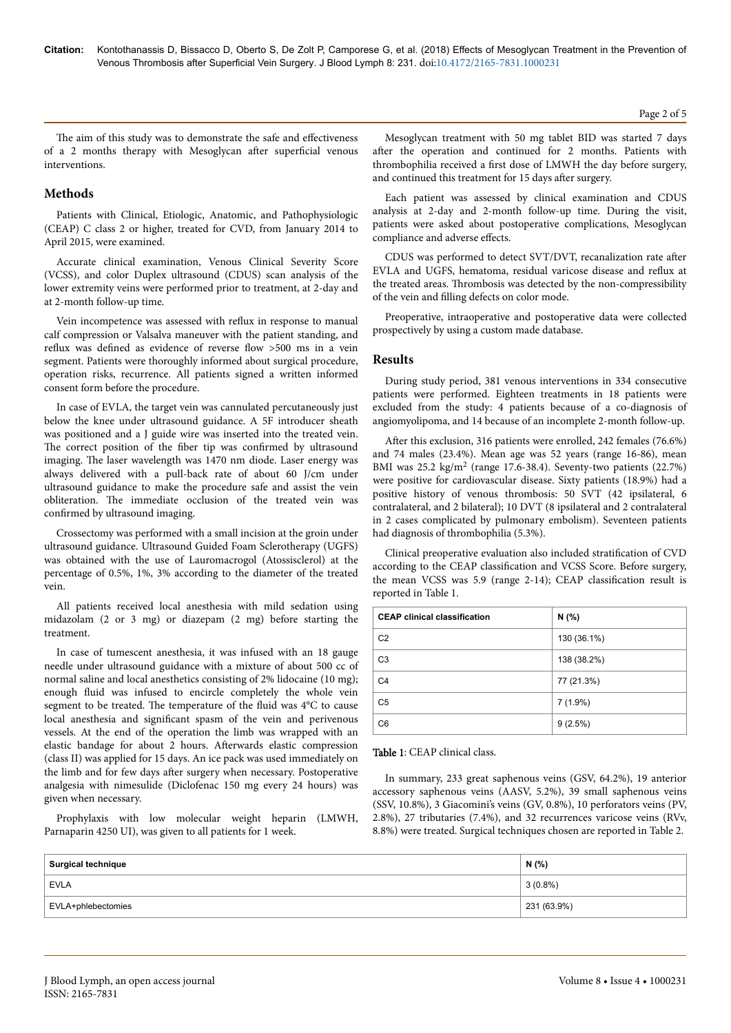The aim of this study was to demonstrate the safe and effectiveness of a 2 months therapy with Mesoglycan after superficial venous interventions.

## Methods

Patients with Clinical, Etiologic, Anatomic, and Pathophysiologic (CEAP) C class 2 or higher, treated for CVD, from January 2014 to April 2015, were examined.

Accurate clinical examination, Venous Clinical Severity Score (VCSS), and color Duplex ultrasound (CDUS) scan analysis of the lower extremity veins were performed prior to treatment, at 2-day and at 2-month follow-up time.

Vein incompetence was assessed with reflux in response to manual calf compression or Valsalva maneuver with the patient standing, and reflux was defined as evidence of reverse flow >500 ms in a vein segment. Patients were thoroughly informed about surgical procedure, operation risks, recurrence. All patients signed a written informed consent form before the procedure.

In case of EVLA, the target vein was cannulated percutaneously just below the knee under ultrasound guidance. A 5F introducer sheath was positioned and a J guide wire was inserted into the treated vein. The correct position of the fiber tip was confirmed by ultrasound imaging. The laser wavelength was 1470 nm diode. Laser energy was always delivered with a pull-back rate of about 60 J/cm under ultrasound guidance to make the procedure safe and assist the vein obliteration. The immediate occlusion of the treated vein was confirmed by ultrasound imaging.

Crossectomy was performed with a small incision at the groin under ultrasound guidance. Ultrasound Guided Foam Sclerotherapy (UGFS) was obtained with the use of Lauromacrogol (Atossisclerol) at the percentage of 0.5%, 1%, 3% according to the diameter of the treated vein.

All patients received local anesthesia with mild sedation using midazolam (2 or 3 mg) or diazepam (2 mg) before starting the treatment.

In case of tumescent anesthesia, it was infused with an 18 gauge needle under ultrasound guidance with a mixture of about 500 cc of normal saline and local anesthetics consisting of 2% lidocaine (10 mg); enough fluid was infused to encircle completely the whole vein segment to be treated. The temperature of the fluid was 4°C to cause local anesthesia and significant spasm of the vein and perivenous vessels. At the end of the operation the limb was wrapped with an elastic bandage for about 2 hours. Afterwards elastic compression (class II) was applied for 15 days. An ice pack was used immediately on the limb and for few days after surgery when necessary. Postoperative analgesia with nimesulide (Diclofenac 150 mg every 24 hours) was given when necessary.

Prophylaxis with low molecular weight heparin (LMWH, Parnaparin 4250 UI), was given to all patients for 1 week.

Mesoglycan treatment with 50 mg tablet BID was started 7 days after the operation and continued for 2 months. Patients with thrombophilia received a first dose of LMWH the day before surgery, and continued this treatment for 15 days after surgery.

Each patient was assessed by clinical examination and CDUS analysis at 2-day and 2-month follow-up time. During the visit, patients were asked about postoperative complications, Mesoglycan compliance and adverse effects.

CDUS was performed to detect SVT/DVT, recanalization rate after EVLA and UGFS, hematoma, residual varicose disease and reflux at the treated areas. Thrombosis was detected by the non-compressibility of the vein and filling defects on color mode.

Preoperative, intraoperative and postoperative data were collected prospectively by using a custom made database.

## Results

During study period, 381 venous interventions in 334 consecutive patients were performed. Eighteen treatments in 18 patients were excluded from the study: 4 patients because of a co-diagnosis of angiomyolipoma, and 14 because of an incomplete 2-month follow-up.

After this exclusion, 316 patients were enrolled, 242 females (76.6%) and 74 males (23.4%). Mean age was 52 years (range 16-86), mean BMI was 25.2 kg/m$^2$ (range 17.6-38.4). Seventy-two patients (22.7%) were positive for cardiovascular disease. Sixty patients (18.9%) had a positive history of venous thrombosis: 50 SVT (42 ipsilateral, 6 contralateral, and 2 bilateral); 10 DVT (8 ipsilateral and 2 contralateral in 2 cases complicated by pulmonary embolism). Seventeen patients had diagnosis of thrombophilia (5.3%).

Clinical preoperative evaluation also included stratification of CVD according to the CEAP classification and VCSS Score. Before surgery, the mean VCSS was 5.9 (range 2-14); CEAP classification result is reported in Table 1.

| CEAP clinical classification | N (%) |
|---|---|
| C2 | 130 (36.1%) |
| C3 | 138 (38.2%) |
| C4 | 77 (21.3%) |
| C5 | 7 (1.9%) |
| C6 | 9 (2.5%) |

**Table 1**: CEAP clinical class.

In summary, 233 great saphenous veins (GSV, 64.2%), 19 anterior accessory saphenous veins (AASV, 5.2%), 39 small saphenous veins (SSV, 10.8%), 3 Giacomini's veins (GV, 0.8%), 10 perforators veins (PV, 2.8%), 27 tributaries (7.4%), and 32 recurrences varicose veins (RVv, 8.8%) were treated. Surgical techniques chosen are reported in Table 2.

| Surgical technique | N (%) |
|---|---|
| EVLA | 3 (0.8%) |
| EVLA+phlebectomies | 231 (63.9%) |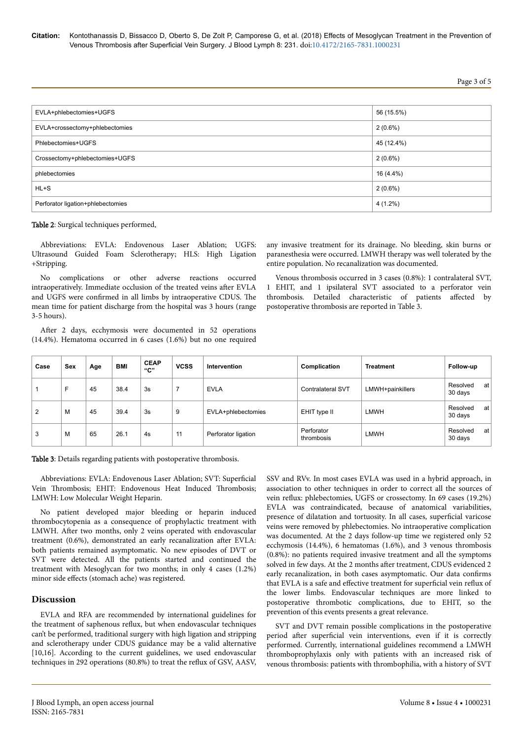| EVLA+phlebectomies+UGFS | 56 (15.5%) |
|---|---|
| EVLA+crossectomy+phlebectomies | 2 (0.6%) |
| Phlebectomies+UGFS | 45 (12.4%) |
| Crossectomy+phlebectomies+UGFS | 2 (0.6%) |
| phlebectomies | 16 (4.4%) |
| HL+S | 2 (0.6%) |
| Perforator ligation+phlebectomies | 4 (1.2%) |

**Table 2**: Surgical techniques performed.

Abbreviations: EVLA: Endovenous Laser Ablation; UGFS: Ultrasound Guided Foam Sclerotherapy; HLS: High Ligation +Stripping.

No complications or other adverse reactions occurred intraoperatively. Immediate occlusion of the treated veins after EVLA and UGFS were confirmed in all limbs by intraoperative CDUS. The mean time for patient discharge from the hospital was 3 hours (range 3-5 hours).

After 2 days, ecchymosis were documented in 52 operations (14.4%). Hematoma occurred in 6 cases (1.6%) but no one required any invasive treatment for its drainage. No bleeding, skin burns or paranesthesia were occurred. LMWH therapy was well tolerated by the entire population. No recanalization was documented.

Venous thrombosis occurred in 3 cases (0.8%): 1 contralateral SVT, 1 EHIT, and 1 ipsilateral SVT associated to a perforator vein thrombosis. Detailed characteristic of patients affected by postoperative thrombosis are reported in Table 3.

| Case | Sex | Age | BMI | CEAP "C" | VCSS | Intervention | Complication | Treatment | Follow-up |
|---|---|---|---|---|---|---|---|---|---|
| 1 | F | 45 | 38.4 | 3s | 7 | EVLA | Contralateral SVT | LMWH+painkillers | Resolved at 30 days |
| 2 | M | 45 | 39.4 | 3s | 9 | EVLA+phlebectomies | EHIT type II | LMWH | Resolved at 30 days |
| 3 | M | 65 | 26.1 | 4s | 11 | Perforator ligation | Perforator thrombosis | LMWH | Resolved at 30 days |

**Table 3**: Details regarding patients with postoperative thrombosis.

Abbreviations: EVLA: Endovenous Laser Ablation; SVT: Superficial Vein Thrombosis; EHIT: Endovenous Heat Induced Thrombosis; LMWH: Low Molecular Weight Heparin.

No patient developed major bleeding or heparin induced thrombocytopenia as a consequence of prophylactic treatment with LMWH. After two months, only 2 veins operated with endovascular treatment (0.6%), demonstrated an early recanalization after EVLA: both patients remained asymptomatic. No new episodes of DVT or SVT were detected. All the patients started and continued the treatment with Mesoglycan for two months; in only 4 cases (1.2%) minor side effects (stomach ache) was registered.

## Discussion

EVLA and RFA are recommended by international guidelines for the treatment of saphenous reflux, but when endovascular techniques can't be performed, traditional surgery with high ligation and stripping and sclerotherapy under CDUS guidance may be a valid alternative [10,16]. According to the current guidelines, we used endovascular techniques in 292 operations (80.8%) to treat the reflux of GSV, AASV, SSV and RVv. In most cases EVLA was used in a hybrid approach, in association to other techniques in order to correct all the sources of vein reflux: phlebectomies, UGFS or crossectomy. In 69 cases (19.2%) EVLA was contraindicated, because of anatomical variabilities, presence of dilatation and tortuosity. In all cases, superficial varicose veins were removed by phlebectomies. No intraoperative complication was documented. At the 2 days follow-up time we registered only 52 ecchymosis (14.4%), 6 hematomas (1.6%), and 3 venous thrombosis (0.8%): no patients required invasive treatment and all the symptoms solved in few days. At the 2 months after treatment, CDUS evidenced 2 early recanalization, in both cases asymptomatic. Our data confirms that EVLA is a safe and effective treatment for superficial vein reflux of the lower limbs. Endovascular techniques are more linked to postoperative thrombotic complications, due to EHIT, so the prevention of this events presents a great relevance.

SVT and DVT remain possible complications in the postoperative period after superficial vein interventions, even if it is correctly performed. Currently, international guidelines recommend a LMWH thromboprophylaxis only with patients with an increased risk of venous thrombosis: patients with thrombophilia, with a history of SVT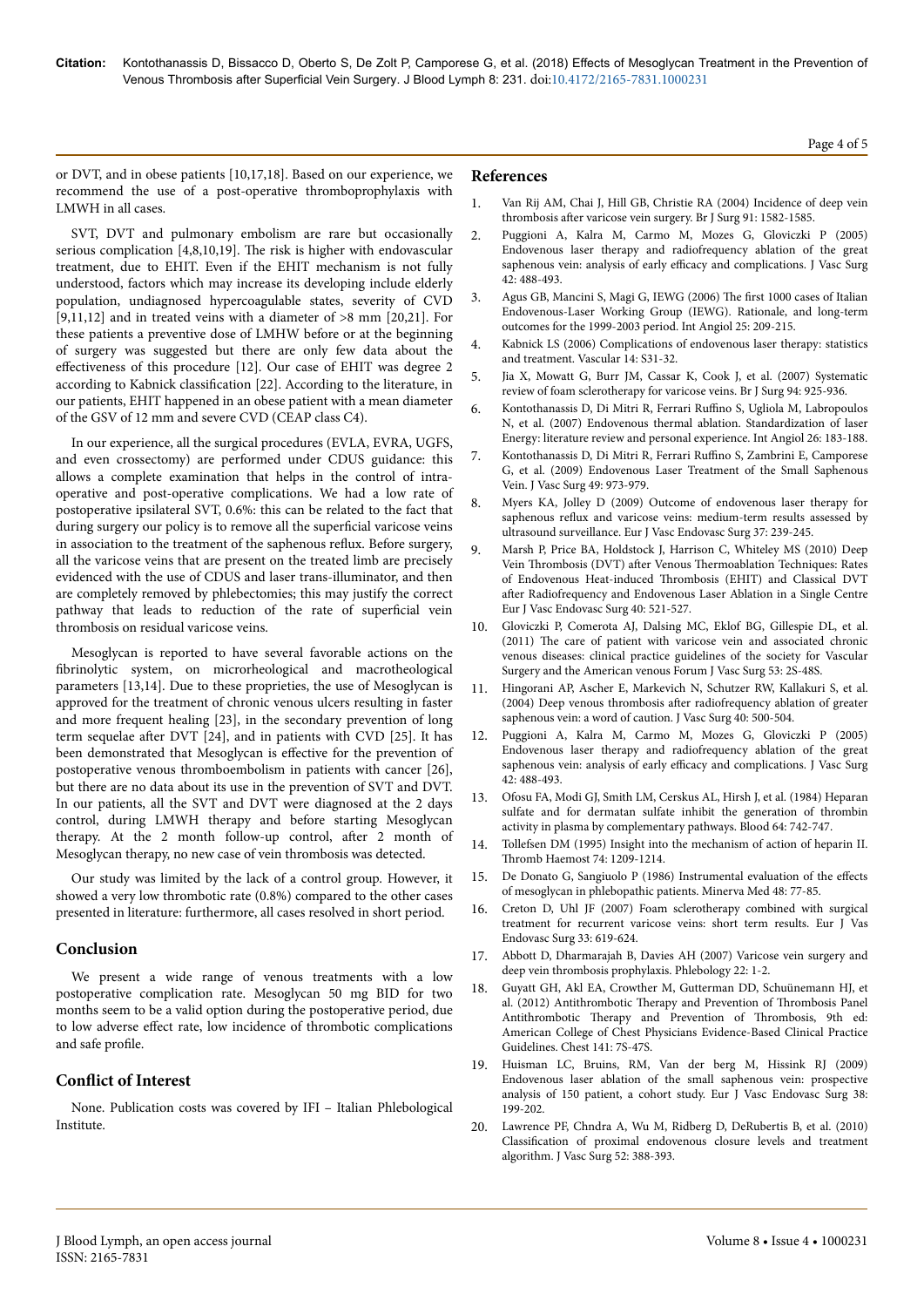or DVT, and in obese patients [10,17,18]. Based on our experience, we recommend the use of a post-operative thromboprophylaxis with LMWH in all cases.

SVT, DVT and pulmonary embolism are rare but occasionally serious complication [4,8,10,19]. The risk is higher with endovascular treatment, due to EHIT. Even if the EHIT mechanism is not fully understood, factors which may increase its developing include elderly population, undiagnosed hypercoagulable states, severity of CVD [9,11,12] and in treated veins with a diameter of >8 mm [20,21]. For these patients a preventive dose of LMHW before or at the beginning of surgery was suggested but there are only few data about the effectiveness of this procedure [12]. Our case of EHIT was degree 2 according to Kabnick classification [22]. According to the literature, in our patients, EHIT happened in an obese patient with a mean diameter of the GSV of 12 mm and severe CVD (CEAP class C4).

In our experience, all the surgical procedures (EVLA, EVRA, UGFS, and even crossectomy) are performed under CDUS guidance: this allows a complete examination that helps in the control of intra-operative and post-operative complications. We had a low rate of postoperative ipsilateral SVT, 0.6%: this can be related to the fact that during surgery our policy is to remove all the superficial varicose veins in association to the treatment of the saphenous reflux. Before surgery, all the varicose veins that are present on the treated limb are precisely evidenced with the use of CDUS and laser trans-illuminator, and then are completely removed by phlebectomies; this may justify the correct pathway that leads to reduction of the rate of superficial vein thrombosis on residual varicose veins.

Mesoglycan is reported to have several favorable actions on the fibrinolytic system, on microrheological and macrotheological parameters [13,14]. Due to these proprieties, the use of Mesoglycan is approved for the treatment of chronic venous ulcers resulting in faster and more frequent healing [23], in the secondary prevention of long term sequelae after DVT [24], and in patients with CVD [25]. It has been demonstrated that Mesoglycan is effective for the prevention of postoperative venous thromboembolism in patients with cancer [26], but there are no data about its use in the prevention of SVT and DVT. In our patients, all the SVT and DVT were diagnosed at the 2 days control, during LMWH therapy and before starting Mesoglycan therapy. At the 2 month follow-up control, after 2 month of Mesoglycan therapy, no new case of vein thrombosis was detected.

Our study was limited by the lack of a control group. However, it showed a very low thrombotic rate (0.8%) compared to the other cases presented in literature: furthermore, all cases resolved in short period.

## Conclusion

We present a wide range of venous treatments with a low postoperative complication rate. Mesoglycan 50 mg BID for two months seem to be a valid option during the postoperative period, due to low adverse effect rate, low incidence of thrombotic complications and safe profile.

## Conflict of Interest

None. Publication costs was covered by IFI – Italian Phlebological Institute.

## References

1. Van Rij AM, Chai J, Hill GB, Christie RA (2004) Incidence of deep vein thrombosis after varicose vein surgery. Br J Surg 91: 1582-1585.
2. Puggioni A, Kalra M, Carmo M, Mozes G, Gloviczki P (2005) Endovenous laser therapy and radiofrequency ablation of the great saphenous vein: analysis of early efficacy and complications. J Vasc Surg 42: 488-493.
3. Agus GB, Mancini S, Magi G, IEWG (2006) The first 1000 cases of Italian Endovenous-Laser Working Group (IEWG). Rationale, and long-term outcomes for the 1999-2003 period. Int Angiol 25: 209-215.
4. Kabnick LS (2006) Complications of endovenous laser therapy: statistics and treatment. Vascular 14: S31-32.
5. Jia X, Mowatt G, Burr JM, Cassar K, Cook J, et al. (2007) Systematic review of foam sclerotherapy for varicose veins. Br J Surg 94: 925-936.
6. Kontothanassis D, Di Mitri R, Ferrari Ruffino S, Ugliola M, Labropoulos N, et al. (2007) Endovenous thermal ablation. Standardization of laser Energy: literature review and personal experience. Int Angiol 26: 183-188.
7. Kontothanassis D, Di Mitri R, Ferrari Ruffino S, Zambrini E, Camporese G, et al. (2009) Endovenous Laser Treatment of the Small Saphenous Vein. J Vasc Surg 49: 973-979.
8. Myers KA, Jolley D (2009) Outcome of endovenous laser therapy for saphenous reflux and varicose veins: medium-term results assessed by ultrasound surveillance. Eur J Vasc Endovasc Surg 37: 239-245.
9. Marsh P, Price BA, Holdstock J, Harrison C, Whiteley MS (2010) Deep Vein Thrombosis (DVT) after Venous Thermoablation Techniques: Rates of Endovenous Heat-induced Thrombosis (EHIT) and Classical DVT after Radiofrequency and Endovenous Laser Ablation in a Single Centre Eur J Vasc Endovasc Surg 40: 521-527.
10. Gloviczki P, Comerota AJ, Dalsing MC, Eklof BG, Gillespie DL, et al. (2011) The care of patient with varicose vein and associated chronic venous diseases: clinical practice guidelines of the society for Vascular Surgery and the American venous Forum J Vasc Surg 53: 2S-48S.
11. Hingorani AP, Ascher E, Markevich N, Schutzer RW, Kallakuri S, et al. (2004) Deep venous thrombosis after radiofrequency ablation of greater saphenous vein: a word of caution. J Vasc Surg 40: 500-504.
12. Puggioni A, Kalra M, Carmo M, Mozes G, Gloviczki P (2005) Endovenous laser therapy and radiofrequency ablation of the great saphenous vein: analysis of early efficacy and complications. J Vasc Surg 42: 488-493.
13. Ofosu FA, Modi GJ, Smith LM, Cerskus AL, Hirsh J, et al. (1984) Heparan sulfate and for dermatan sulfate inhibit the generation of thrombin activity in plasma by complementary pathways. Blood 64: 742-747.
14. Tollefsen DM (1995) Insight into the mechanism of action of heparin II. Thromb Haemost 74: 1209-1214.
15. De Donato G, Sangiuolo P (1986) Instrumental evaluation of the effects of mesoglycan in phlebopathic patients. Minerva Med 48: 77-85.
16. Creton D, Uhl JF (2007) Foam sclerotherapy combined with surgical treatment for recurrent varicose veins: short term results. Eur J Vas Endovasc Surg 33: 619-624.
17. Abbott D, Dharmarajah B, Davies AH (2007) Varicose vein surgery and deep vein thrombosis prophylaxis. Phlebology 22: 1-2.
18. Guyatt GH, Akl EA, Crowther M, Gutterman DD, Schuünemann HJ, et al. (2012) Antithrombotic Therapy and Prevention of Thrombosis Panel Antithrombotic Therapy and Prevention of Thrombosis, 9th ed: American College of Chest Physicians Evidence-Based Clinical Practice Guidelines. Chest 141: 7S-47S.
19. Huisman LC, Bruins, RM, Van der berg M, Hissink RJ (2009) Endovenous laser ablation of the small saphenous vein: prospective analysis of 150 patient, a cohort study. Eur J Vasc Endovasc Surg 38: 199-202.
20. Lawrence PF, Chndra A, Wu M, Ridberg D, DeRubertis B, et al. (2010) Classification of proximal endovenous closure levels and treatment algorithm. J Vasc Surg 52: 388-393.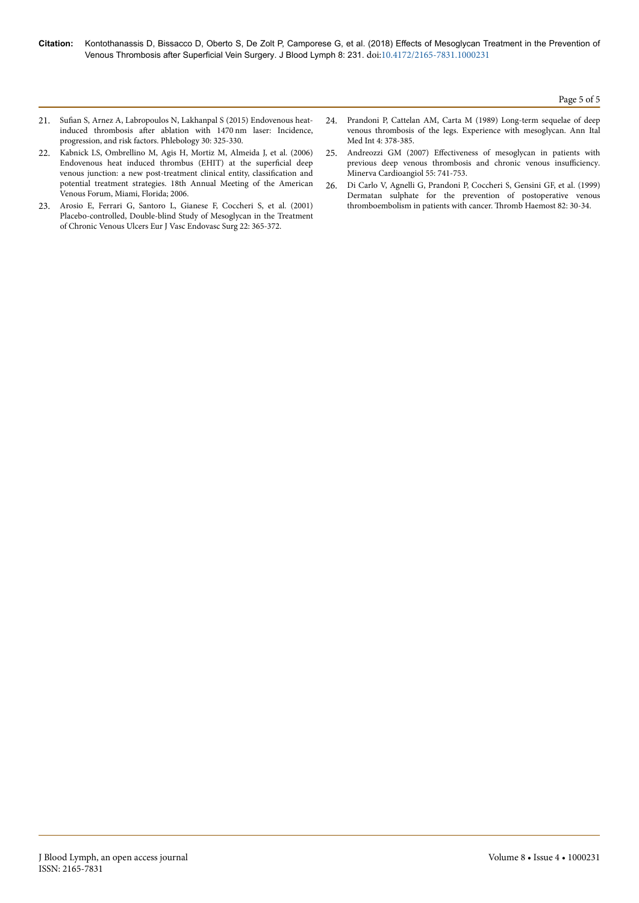21. Sufian S, Arnez A, Labropoulos N, Lakhanpal S (2015) Endovenous heat-induced thrombosis after ablation with 1470 nm laser: Incidence, progression, and risk factors. Phlebology 30: 325-330.
22. Kabnick LS, Ombrellino M, Agis H, Mortiz M, Almeida J, et al. (2006) Endovenous heat induced thrombus (EHIT) at the superficial deep venous junction: a new post-treatment clinical entity, classification and potential treatment strategies. 18th Annual Meeting of the American Venous Forum, Miami, Florida; 2006.
23. Arosio E, Ferrari G, Santoro L, Gianese F, Coccheri S, et al. (2001) Placebo-controlled, Double-blind Study of Mesoglycan in the Treatment of Chronic Venous Ulcers Eur J Vasc Endovasc Surg 22: 365-372.
24. Prandoni P, Cattelan AM, Carta M (1989) Long-term sequelae of deep venous thrombosis of the legs. Experience with mesoglycan. Ann Ital Med Int 4: 378-385.
25. Andreozzi GM (2007) Effectiveness of mesoglycan in patients with previous deep venous thrombosis and chronic venous insufficiency. Minerva Cardioangiol 55: 741-753.
26. Di Carlo V, Agnelli G, Prandoni P, Coccheri S, Gensini GF, et al. (1999) Dermatan sulphate for the prevention of postoperative venous thromboembolism in patients with cancer. Thromb Haemost 82: 30-34.